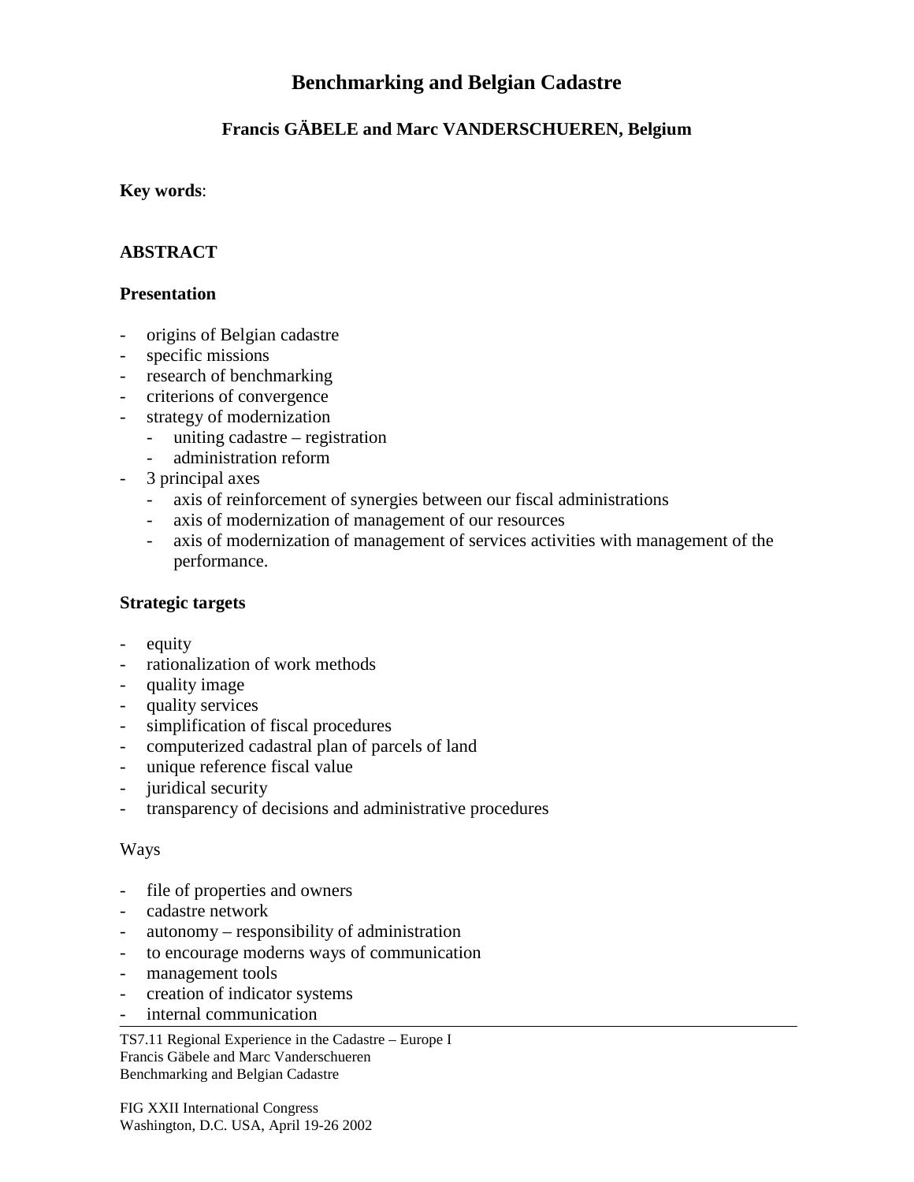# Benchmarking and Belgian Cadastre

### Francis GÄBELE and Marc VANDERSCHUEREN, Belgium

**Key words**:

## ABSTRACT

### Presentation

- origins of Belgian cadastre
- specific missions
- research of benchmarking
- criterions of convergence
- strategy of modernization
  - uniting cadastre – registration
  - administration reform
- 3 principal axes
  - axis of reinforcement of synergies between our fiscal administrations
  - axis of modernization of management of our resources
  - axis of modernization of management of services activities with management of the performance.

### Strategic targets

- equity
- rationalization of work methods
- quality image
- quality services
- simplification of fiscal procedures
- computerized cadastral plan of parcels of land
- unique reference fiscal value
- juridical security
- transparency of decisions and administrative procedures

Ways

- file of properties and owners
- cadastre network
- autonomy – responsibility of administration
- to encourage moderns ways of communication
- management tools
- creation of indicator systems
- internal communication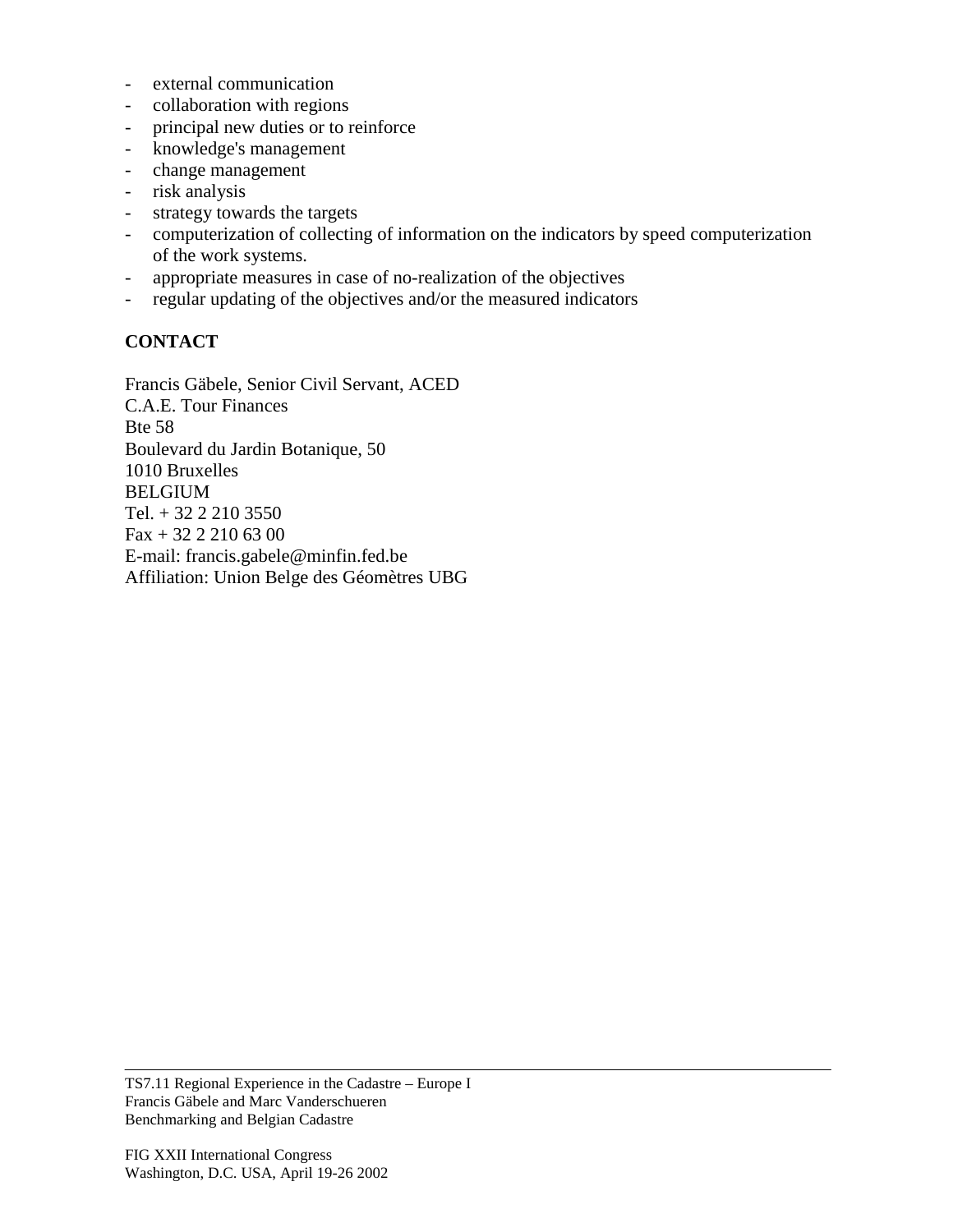- external communication
- collaboration with regions
- principal new duties or to reinforce
- knowledge's management
- change management
- risk analysis
- strategy towards the targets
- computerization of collecting of information on the indicators by speed computerization of the work systems.
- appropriate measures in case of no-realization of the objectives
- regular updating of the objectives and/or the measured indicators

**CONTACT**

Francis Gäbele, Senior Civil Servant, ACED
C.A.E. Tour Finances
Bte 58
Boulevard du Jardin Botanique, 50
1010 Bruxelles
BELGIUM
Tel. + 32 2 210 3550
Fax + 32 2 210 63 00
E-mail: francis.gabele@minfin.fed.be
Affiliation: Union Belge des Géomètres UBG